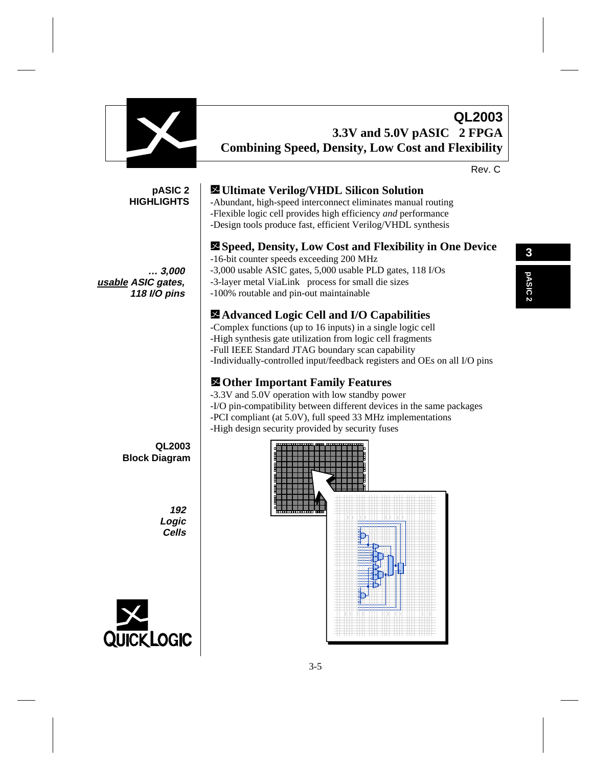# QL2003

## 3.3V and 5.0V pASIC 2 FPGA

## Combining Speed, Density, Low Cost and Flexibility

Rev. C

**pASIC 2 HIGHLIGHTS**

### Ultimate Verilog/VHDL Silicon Solution

-Abundant, high-speed interconnect eliminates manual routing
-Flexible logic cell provides high efficiency *and* performance
-Design tools produce fast, efficient Verilog/VHDL synthesis

### Speed, Density, Low Cost and Flexibility in One Device

***… 3,000 usable ASIC gates, 118 I/O pins***

-16-bit counter speeds exceeding 200 MHz
-3,000 usable ASIC gates, 5,000 usable PLD gates, 118 I/Os
-3-layer metal ViaLink process for small die sizes
-100% routable and pin-out maintainable

### Advanced Logic Cell and I/O Capabilities

-Complex functions (up to 16 inputs) in a single logic cell
-High synthesis gate utilization from logic cell fragments
-Full IEEE Standard JTAG boundary scan capability
-Individually-controlled input/feedback registers and OEs on all I/O pins

### Other Important Family Features

-3.3V and 5.0V operation with low standby power
-I/O pin-compatibility between different devices in the same packages
-PCI compliant (at 5.0V), full speed 33 MHz implementations
-High design security provided by security fuses

**QL2003 Block Diagram**

***192 Logic Cells***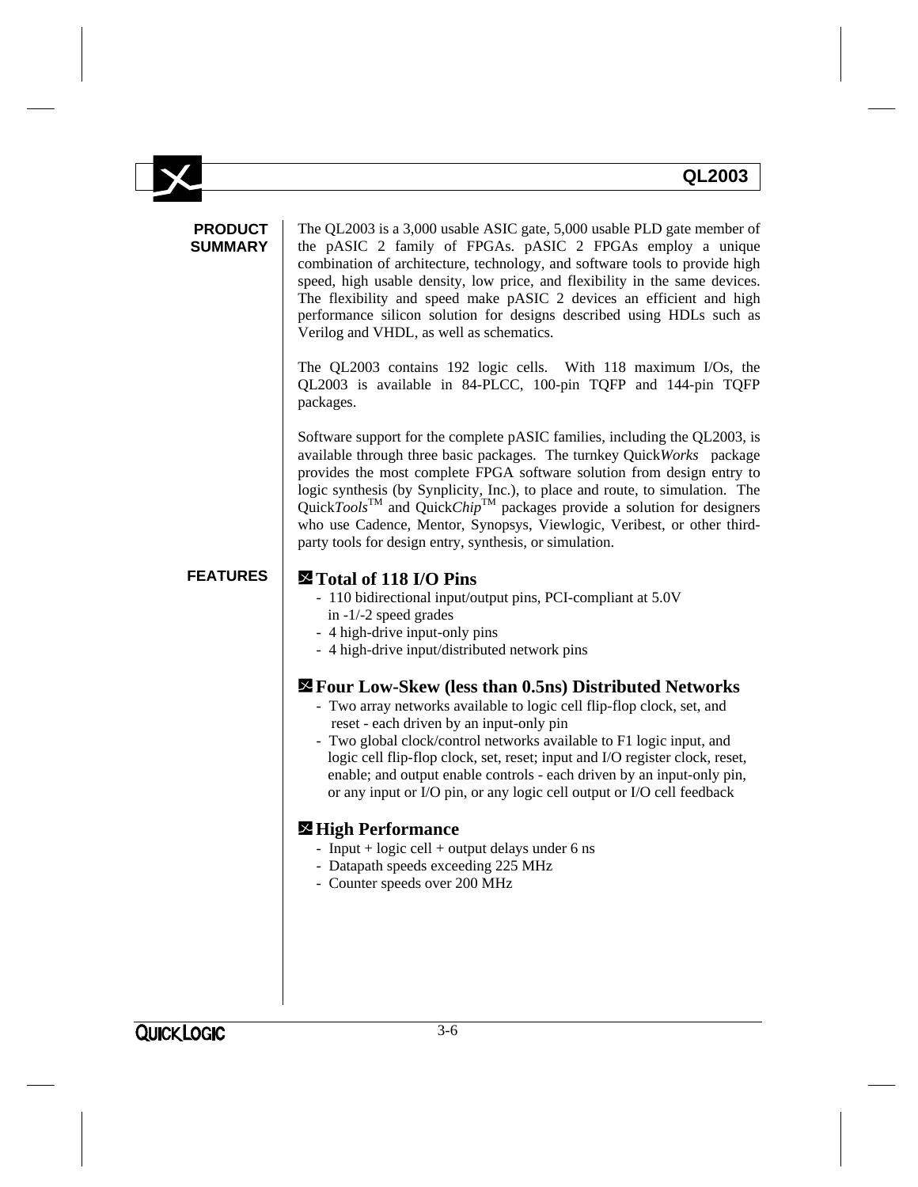## PRODUCT SUMMARY

The QL2003 is a 3,000 usable ASIC gate, 5,000 usable PLD gate member of the pASIC 2 family of FPGAs. pASIC 2 FPGAs employ a unique combination of architecture, technology, and software tools to provide high speed, high usable density, low price, and flexibility in the same devices. The flexibility and speed make pASIC 2 devices an efficient and high performance silicon solution for designs described using HDLs such as Verilog and VHDL, as well as schematics.

The QL2003 contains 192 logic cells. With 118 maximum I/Os, the QL2003 is available in 84-PLCC, 100-pin TQFP and 144-pin TQFP packages.

Software support for the complete pASIC families, including the QL2003, is available through three basic packages. The turnkey Quick*Works* package provides the most complete FPGA software solution from design entry to logic synthesis (by Synplicity, Inc.), to place and route, to simulation. The Quick*Tools*™ and Quick*Chip*™ packages provide a solution for designers who use Cadence, Mentor, Synopsys, Viewlogic, Veribest, or other third-party tools for design entry, synthesis, or simulation.

## FEATURES

### Total of 118 I/O Pins

- 110 bidirectional input/output pins, PCI-compliant at 5.0V in -1/-2 speed grades
- 4 high-drive input-only pins
- 4 high-drive input/distributed network pins

### Four Low-Skew (less than 0.5ns) Distributed Networks

- Two array networks available to logic cell flip-flop clock, set, and reset - each driven by an input-only pin
- Two global clock/control networks available to F1 logic input, and logic cell flip-flop clock, set, reset; input and I/O register clock, reset, enable; and output enable controls - each driven by an input-only pin, or any input or I/O pin, or any logic cell output or I/O cell feedback

### High Performance

- Input + logic cell + output delays under 6 ns
- Datapath speeds exceeding 225 MHz
- Counter speeds over 200 MHz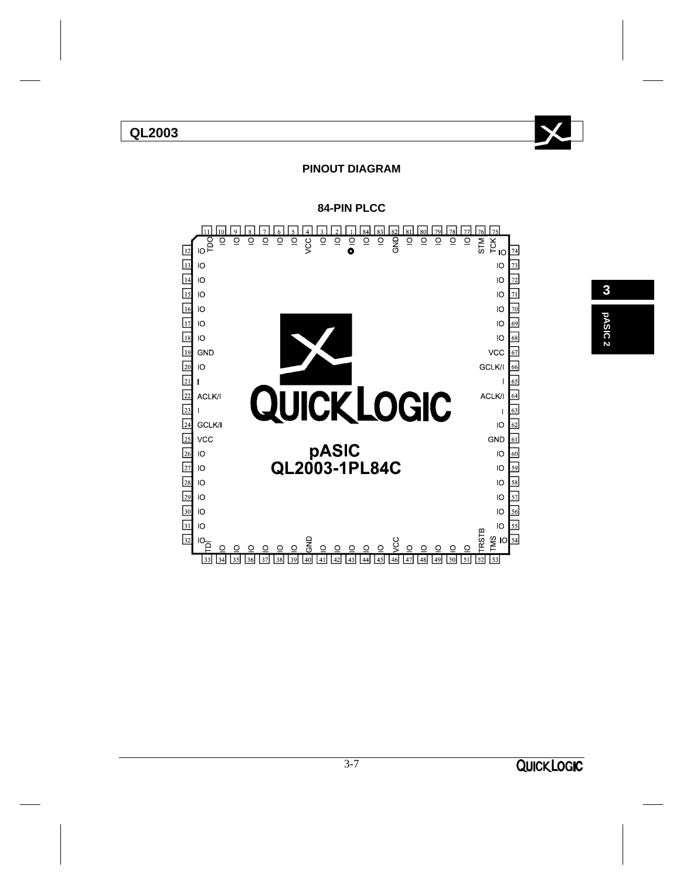## PINOUT DIAGRAM

### 84-PIN PLCC

**pASIC QL2003-1PL84C**

| Pin | Function | Pin | Function | Pin | Function | Pin | Function |
|---|---|---|---|---|---|---|---|
| 1 | IO | 22 | ACLK/I | 43 | IO | 64 | ACLK/I |
| 2 | IO | 23 | I | 44 | IO | 65 | I |
| 3 | IO | 24 | GCLK/I | 45 | IO | 66 | GCLK/I |
| 4 | VCC | 25 | VCC | 46 | VCC | 67 | VCC |
| 5 | IO | 26 | IO | 47 | IO | 68 | IO |
| 6 | IO | 27 | IO | 48 | IO | 69 | IO |
| 7 | IO | 28 | IO | 49 | IO | 70 | IO |
| 8 | IO | 29 | IO | 50 | IO | 71 | IO |
| 9 | IO | 30 | IO | 51 | IO | 72 | IO |
| 10 | IO | 31 | IO | 52 | TRSTB | 73 | IO |
| 11 | TDO | 32 | IO | 53 | TMS | 74 | IO |
| 12 | IO | 33 | TDI | 54 | IO | 75 | TCK |
| 13 | IO | 34 | IO | 55 | IO | 76 | STM |
| 14 | IO | 35 | IO | 56 | IO | 77 | IO |
| 15 | IO | 36 | IO | 57 | IO | 78 | IO |
| 16 | IO | 37 | IO | 58 | IO | 79 | IO |
| 17 | IO | 38 | IO | 59 | IO | 80 | IO |
| 18 | IO | 39 | IO | 60 | IO | 81 | IO |
| 19 | GND | 40 | GND | 61 | GND | 82 | GND |
| 20 | IO | 41 | IO | 62 | IO | 83 | IO |
| 21 | I | 42 | IO | 63 | I | 84 | IO |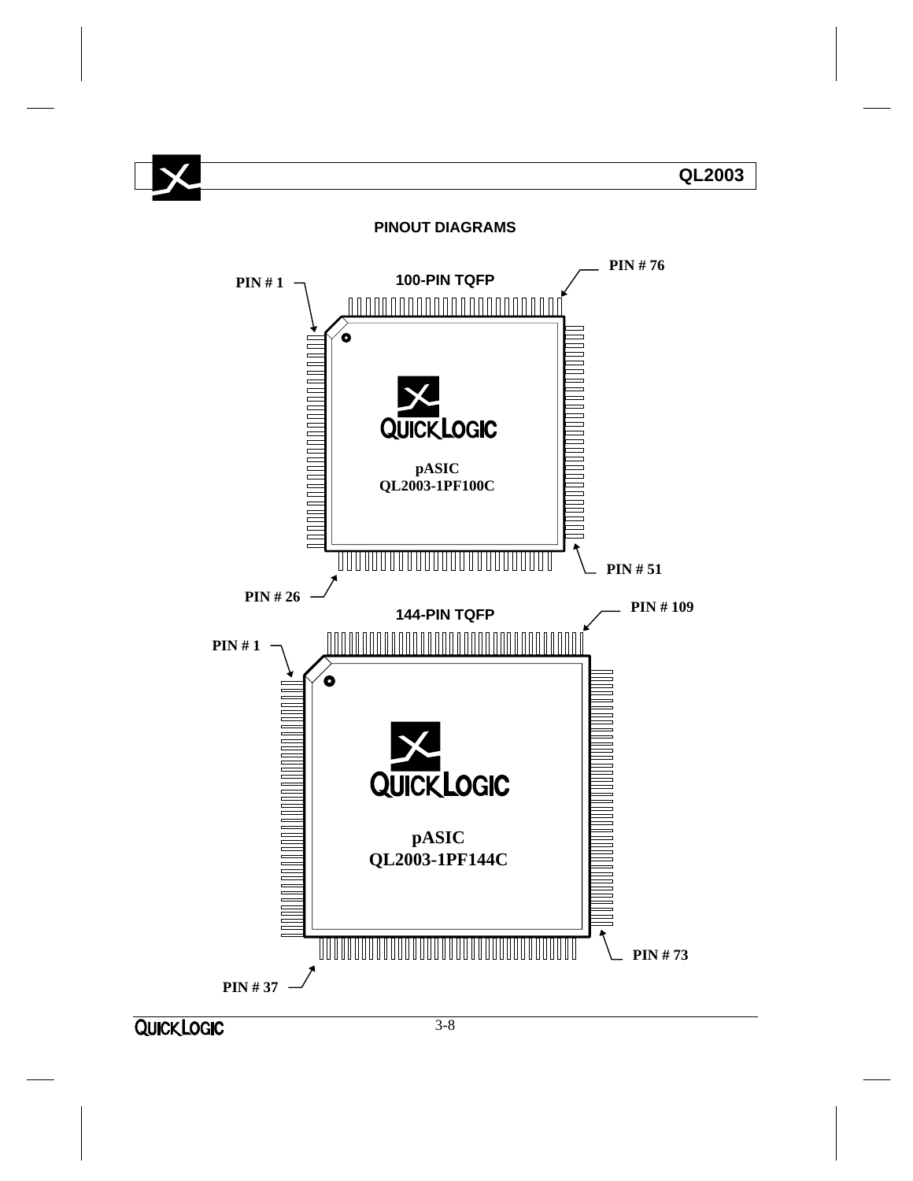## PINOUT DIAGRAMS

**100-PIN TQFP**

PIN # 1

PIN # 76

PIN # 51

PIN # 26

QUICKLOGIC

pASIC
QL2003-1PF100C

**144-PIN TQFP**

PIN # 1

PIN # 109

PIN # 73

PIN # 37

QUICKLOGIC

pASIC
QL2003-1PF144C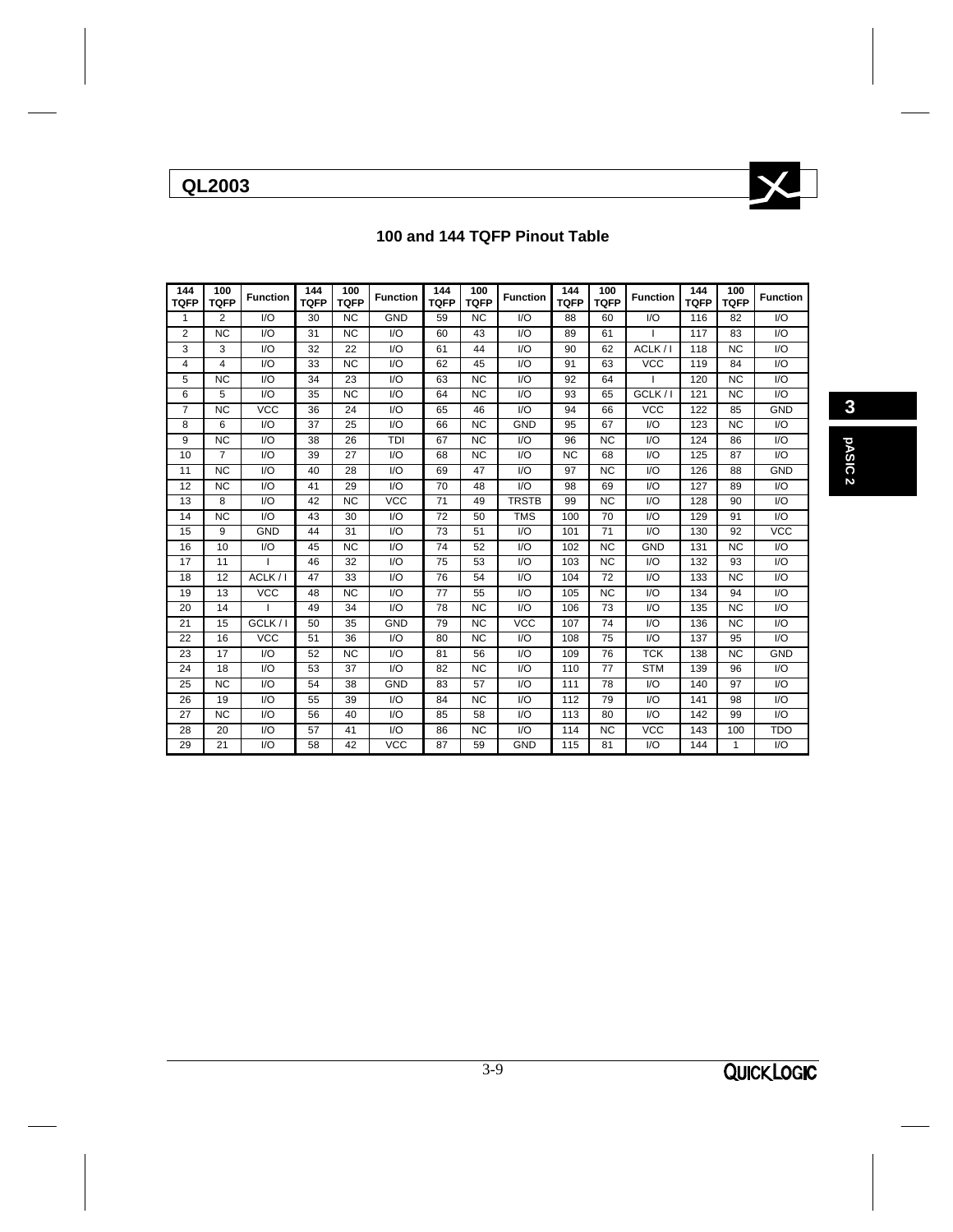## QL2003

### 100 and 144 TQFP Pinout Table

| 144 TQFP | 100 TQFP | Function | 144 TQFP | 100 TQFP | Function | 144 TQFP | 100 TQFP | Function | 144 TQFP | 100 TQFP | Function | 144 TQFP | 100 TQFP | Function |
|---|---|---|---|---|---|---|---|---|---|---|---|---|---|---|
| 1 | 2 | I/O | 30 | NC | GND | 59 | NC | I/O | 88 | 60 | I/O | 116 | 82 | I/O |
| 2 | NC | I/O | 31 | NC | I/O | 60 | 43 | I/O | 89 | 61 | I | 117 | 83 | I/O |
| 3 | 3 | I/O | 32 | 22 | I/O | 61 | 44 | I/O | 90 | 62 | ACLK / I | 118 | NC | I/O |
| 4 | 4 | I/O | 33 | NC | I/O | 62 | 45 | I/O | 91 | 63 | VCC | 119 | 84 | I/O |
| 5 | NC | I/O | 34 | 23 | I/O | 63 | NC | I/O | 92 | 64 | I | 120 | NC | I/O |
| 6 | 5 | I/O | 35 | NC | I/O | 64 | NC | I/O | 93 | 65 | GCLK / I | 121 | NC | I/O |
| 7 | NC | VCC | 36 | 24 | I/O | 65 | 46 | I/O | 94 | 66 | VCC | 122 | 85 | GND |
| 8 | 6 | I/O | 37 | 25 | I/O | 66 | NC | GND | 95 | 67 | I/O | 123 | NC | I/O |
| 9 | NC | I/O | 38 | 26 | TDI | 67 | NC | I/O | 96 | NC | I/O | 124 | 86 | I/O |
| 10 | 7 | I/O | 39 | 27 | I/O | 68 | NC | I/O | NC | 68 | I/O | 125 | 87 | I/O |
| 11 | NC | I/O | 40 | 28 | I/O | 69 | 47 | I/O | 97 | NC | I/O | 126 | 88 | GND |
| 12 | NC | I/O | 41 | 29 | I/O | 70 | 48 | I/O | 98 | 69 | I/O | 127 | 89 | I/O |
| 13 | 8 | I/O | 42 | NC | VCC | 71 | 49 | TRSTB | 99 | NC | I/O | 128 | 90 | I/O |
| 14 | NC | I/O | 43 | 30 | I/O | 72 | 50 | TMS | 100 | 70 | I/O | 129 | 91 | I/O |
| 15 | 9 | GND | 44 | 31 | I/O | 73 | 51 | I/O | 101 | 71 | I/O | 130 | 92 | VCC |
| 16 | 10 | I/O | 45 | NC | I/O | 74 | 52 | I/O | 102 | NC | GND | 131 | NC | I/O |
| 17 | 11 | I | 46 | 32 | I/O | 75 | 53 | I/O | 103 | NC | I/O | 132 | 93 | I/O |
| 18 | 12 | ACLK / I | 47 | 33 | I/O | 76 | 54 | I/O | 104 | 72 | I/O | 133 | NC | I/O |
| 19 | 13 | VCC | 48 | NC | I/O | 77 | 55 | I/O | 105 | NC | I/O | 134 | 94 | I/O |
| 20 | 14 | I | 49 | 34 | I/O | 78 | NC | I/O | 106 | 73 | I/O | 135 | NC | I/O |
| 21 | 15 | GCLK / I | 50 | 35 | GND | 79 | NC | VCC | 107 | 74 | I/O | 136 | NC | I/O |
| 22 | 16 | VCC | 51 | 36 | I/O | 80 | NC | I/O | 108 | 75 | I/O | 137 | 95 | I/O |
| 23 | 17 | I/O | 52 | NC | I/O | 81 | 56 | I/O | 109 | 76 | TCK | 138 | NC | GND |
| 24 | 18 | I/O | 53 | 37 | I/O | 82 | NC | I/O | 110 | 77 | STM | 139 | 96 | I/O |
| 25 | NC | I/O | 54 | 38 | GND | 83 | 57 | I/O | 111 | 78 | I/O | 140 | 97 | I/O |
| 26 | 19 | I/O | 55 | 39 | I/O | 84 | NC | I/O | 112 | 79 | I/O | 141 | 98 | I/O |
| 27 | NC | I/O | 56 | 40 | I/O | 85 | 58 | I/O | 113 | 80 | I/O | 142 | 99 | I/O |
| 28 | 20 | I/O | 57 | 41 | I/O | 86 | NC | I/O | 114 | NC | VCC | 143 | 100 | TDO |
| 29 | 21 | I/O | 58 | 42 | VCC | 87 | 59 | GND | 115 | 81 | I/O | 144 | 1 | I/O |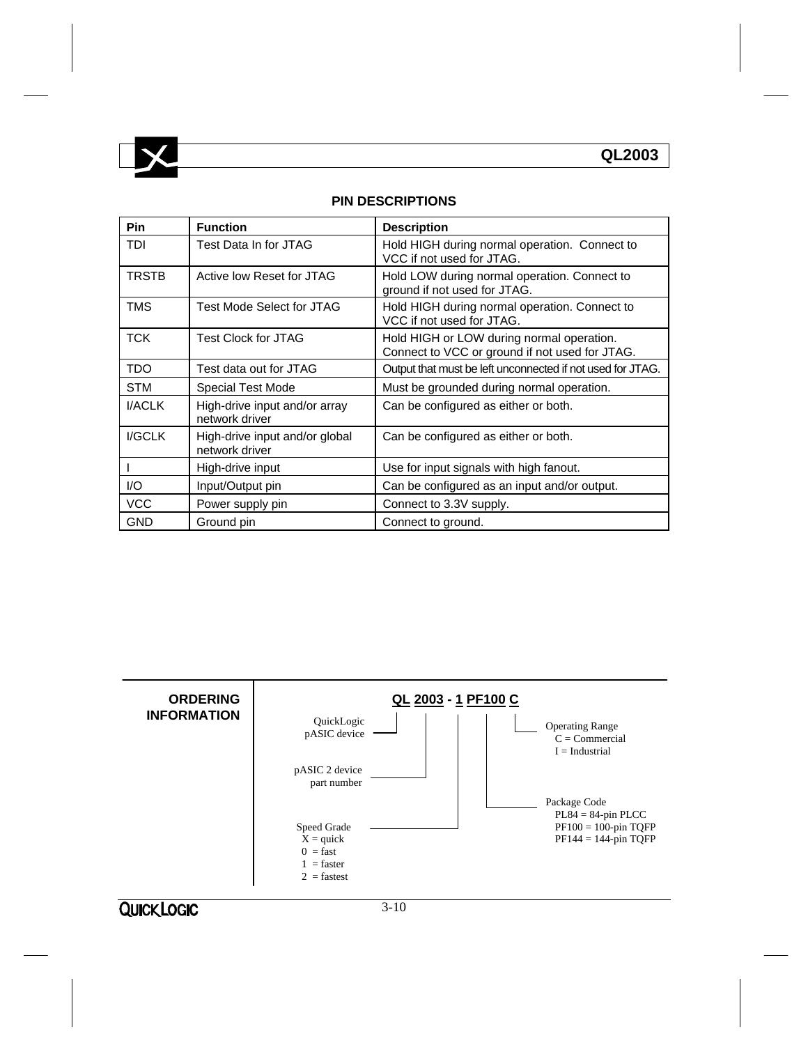## PIN DESCRIPTIONS

| Pin | Function | Description |
|---|---|---|
| TDI | Test Data In for JTAG | Hold HIGH during normal operation. Connect to VCC if not used for JTAG. |
| TRSTB | Active low Reset for JTAG | Hold LOW during normal operation. Connect to ground if not used for JTAG. |
| TMS | Test Mode Select for JTAG | Hold HIGH during normal operation. Connect to VCC if not used for JTAG. |
| TCK | Test Clock for JTAG | Hold HIGH or LOW during normal operation. Connect to VCC or ground if not used for JTAG. |
| TDO | Test data out for JTAG | Output that must be left unconnected if not used for JTAG. |
| STM | Special Test Mode | Must be grounded during normal operation. |
| I/ACLK | High-drive input and/or array network driver | Can be configured as either or both. |
| I/GCLK | High-drive input and/or global network driver | Can be configured as either or both. |
| I | High-drive input | Use for input signals with high fanout. |
| I/O | Input/Output pin | Can be configured as an input and/or output. |
| VCC | Power supply pin | Connect to 3.3V supply. |
| GND | Ground pin | Connect to ground. |

## ORDERING INFORMATION

**QL 2003 - 1 PF100 C**

- QL — QuickLogic pASIC device
- 2003 — pASIC 2 device part number
- 1 — Speed Grade
  - X = quick
  - 0 = fast
  - 1 = faster
  - 2 = fastest
- PF100 — Package Code
  - PL84 = 84-pin PLCC
  - PF100 = 100-pin TQFP
  - PF144 = 144-pin TQFP
- C — Operating Range
  - C = Commercial
  - I = Industrial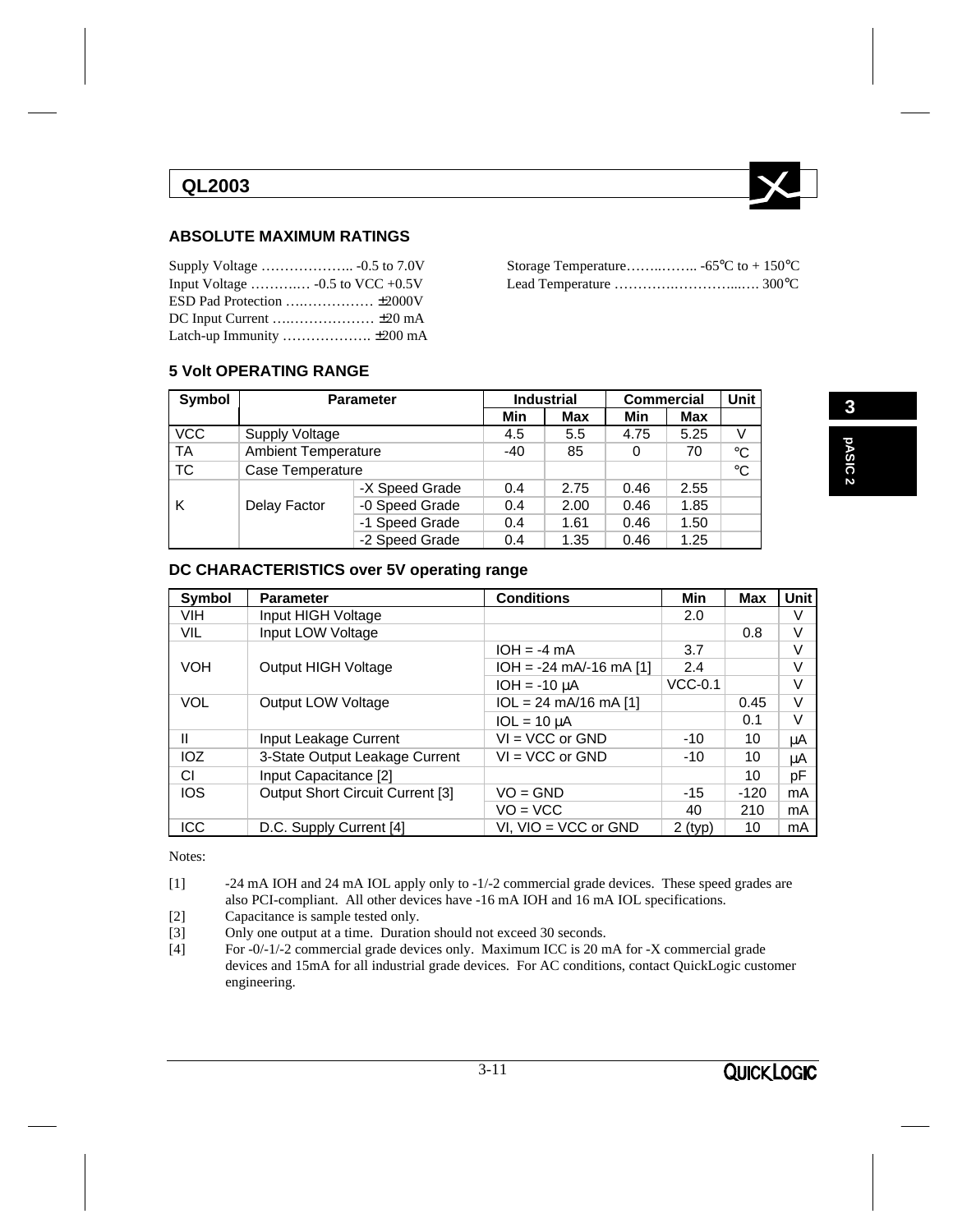# QL2003

## ABSOLUTE MAXIMUM RATINGS

Supply Voltage ……………….. -0.5 to 7.0V
Input Voltage ………..… -0.5 to VCC +0.5V
ESD Pad Protection ….…………… ±2000V
DC Input Current ….……………… ±20 mA
Latch-up Immunity ………………. ±200 mA

Storage Temperature……..…….. -65°C to + 150°C
Lead Temperature ………….………...…. 300°C

## 5 Volt OPERATING RANGE

| Symbol | Parameter | | Industrial | | Commercial | | Unit |
|---|---|---|---|---|---|---|---|
| | | | Min | Max | Min | Max | |
| VCC | Supply Voltage | | 4.5 | 5.5 | 4.75 | 5.25 | V |
| TA | Ambient Temperature | | -40 | 85 | 0 | 70 | °C |
| TC | Case Temperature | | | | | | °C |
| K | Delay Factor | -X Speed Grade | 0.4 | 2.75 | 0.46 | 2.55 | |
| | | -0 Speed Grade | 0.4 | 2.00 | 0.46 | 1.85 | |
| | | -1 Speed Grade | 0.4 | 1.61 | 0.46 | 1.50 | |
| | | -2 Speed Grade | 0.4 | 1.35 | 0.46 | 1.25 | |

## DC CHARACTERISTICS over 5V operating range

| Symbol | Parameter | Conditions | Min | Max | Unit |
|---|---|---|---|---|---|
| VIH | Input HIGH Voltage | | 2.0 | | V |
| VIL | Input LOW Voltage | | | 0.8 | V |
| VOH | Output HIGH Voltage | IOH = -4 mA | 3.7 | | V |
| | | IOH = -24 mA/-16 mA [1] | 2.4 | | V |
| | | IOH = -10 μA | VCC-0.1 | | V |
| VOL | Output LOW Voltage | IOL = 24 mA/16 mA [1] | | 0.45 | V |
| | | IOL = 10 μA | | 0.1 | V |
| II | Input Leakage Current | VI = VCC or GND | -10 | 10 | μA |
| IOZ | 3-State Output Leakage Current | VI = VCC or GND | -10 | 10 | μA |
| CI | Input Capacitance [2] | | | 10 | pF |
| IOS | Output Short Circuit Current [3] | VO = GND | -15 | -120 | mA |
| | | VO = VCC | 40 | 210 | mA |
| ICC | D.C. Supply Current [4] | VI, VIO = VCC or GND | 2 (typ) | 10 | mA |

Notes:

[1] -24 mA IOH and 24 mA IOL apply only to -1/-2 commercial grade devices. These speed grades are also PCI-compliant. All other devices have -16 mA IOH and 16 mA IOL specifications.

[2] Capacitance is sample tested only.

[3] Only one output at a time. Duration should not exceed 30 seconds.

[4] For -0/-1/-2 commercial grade devices only. Maximum ICC is 20 mA for -X commercial grade devices and 15mA for all industrial grade devices. For AC conditions, contact QuickLogic customer engineering.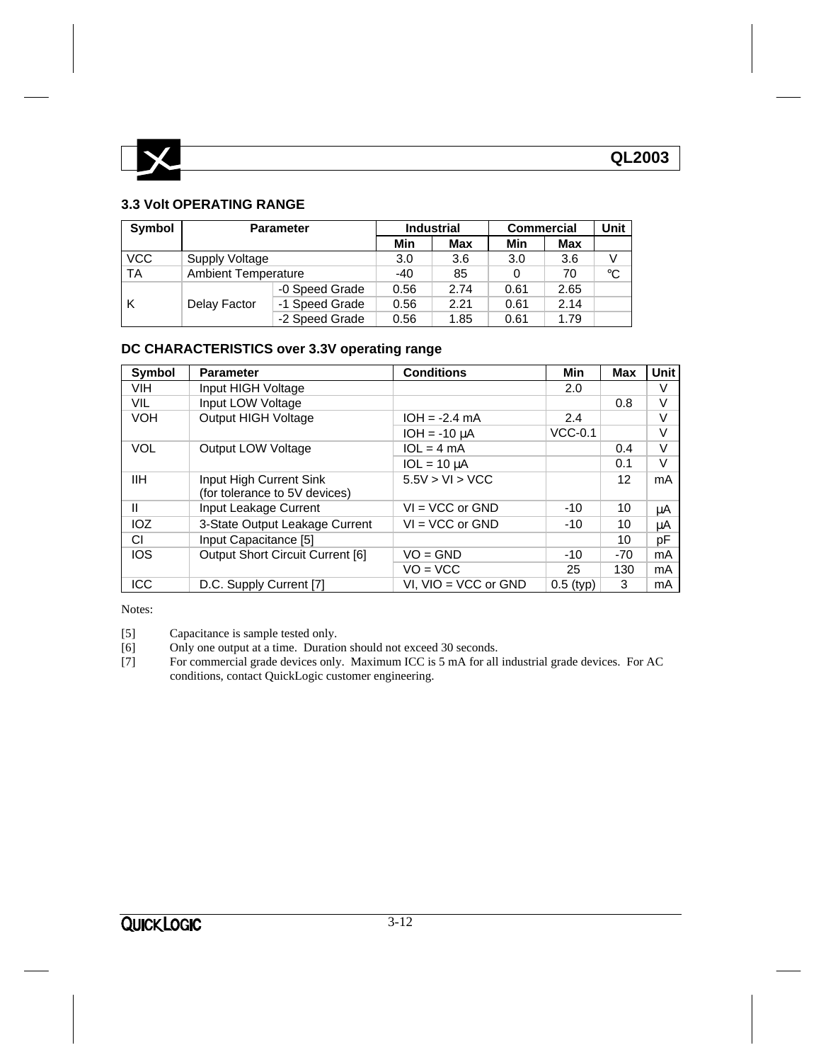### 3.3 Volt OPERATING RANGE

| Symbol | Parameter | | Industrial | | Commercial | | Unit |
|---|---|---|---|---|---|---|---|
| | | | Min | Max | Min | Max | |
| VCC | Supply Voltage | | 3.0 | 3.6 | 3.0 | 3.6 | V |
| TA | Ambient Temperature | | -40 | 85 | 0 | 70 | °C |
| K | Delay Factor | -0 Speed Grade | 0.56 | 2.74 | 0.61 | 2.65 | |
| | | -1 Speed Grade | 0.56 | 2.21 | 0.61 | 2.14 | |
| | | -2 Speed Grade | 0.56 | 1.85 | 0.61 | 1.79 | |

### DC CHARACTERISTICS over 3.3V operating range

| Symbol | Parameter | Conditions | Min | Max | Unit |
|---|---|---|---|---|---|
| VIH | Input HIGH Voltage | | 2.0 | | V |
| VIL | Input LOW Voltage | | | 0.8 | V |
| VOH | Output HIGH Voltage | IOH = -2.4 mA | 2.4 | | V |
| | | IOH = -10 μA | VCC-0.1 | | V |
| VOL | Output LOW Voltage | IOL = 4 mA | | 0.4 | V |
| | | IOL = 10 μA | | 0.1 | V |
| IIH | Input High Current Sink (for tolerance to 5V devices) | 5.5V > VI > VCC | | 12 | mA |
| II | Input Leakage Current | VI = VCC or GND | -10 | 10 | μA |
| IOZ | 3-State Output Leakage Current | VI = VCC or GND | -10 | 10 | μA |
| CI | Input Capacitance [5] | | | 10 | pF |
| IOS | Output Short Circuit Current [6] | VO = GND | -10 | -70 | mA |
| | | VO = VCC | 25 | 130 | mA |
| ICC | D.C. Supply Current [7] | VI, VIO = VCC or GND | 0.5 (typ) | 3 | mA |

Notes:

[5] Capacitance is sample tested only.

[6] Only one output at a time. Duration should not exceed 30 seconds.

[7] For commercial grade devices only. Maximum ICC is 5 mA for all industrial grade devices. For AC conditions, contact QuickLogic customer engineering.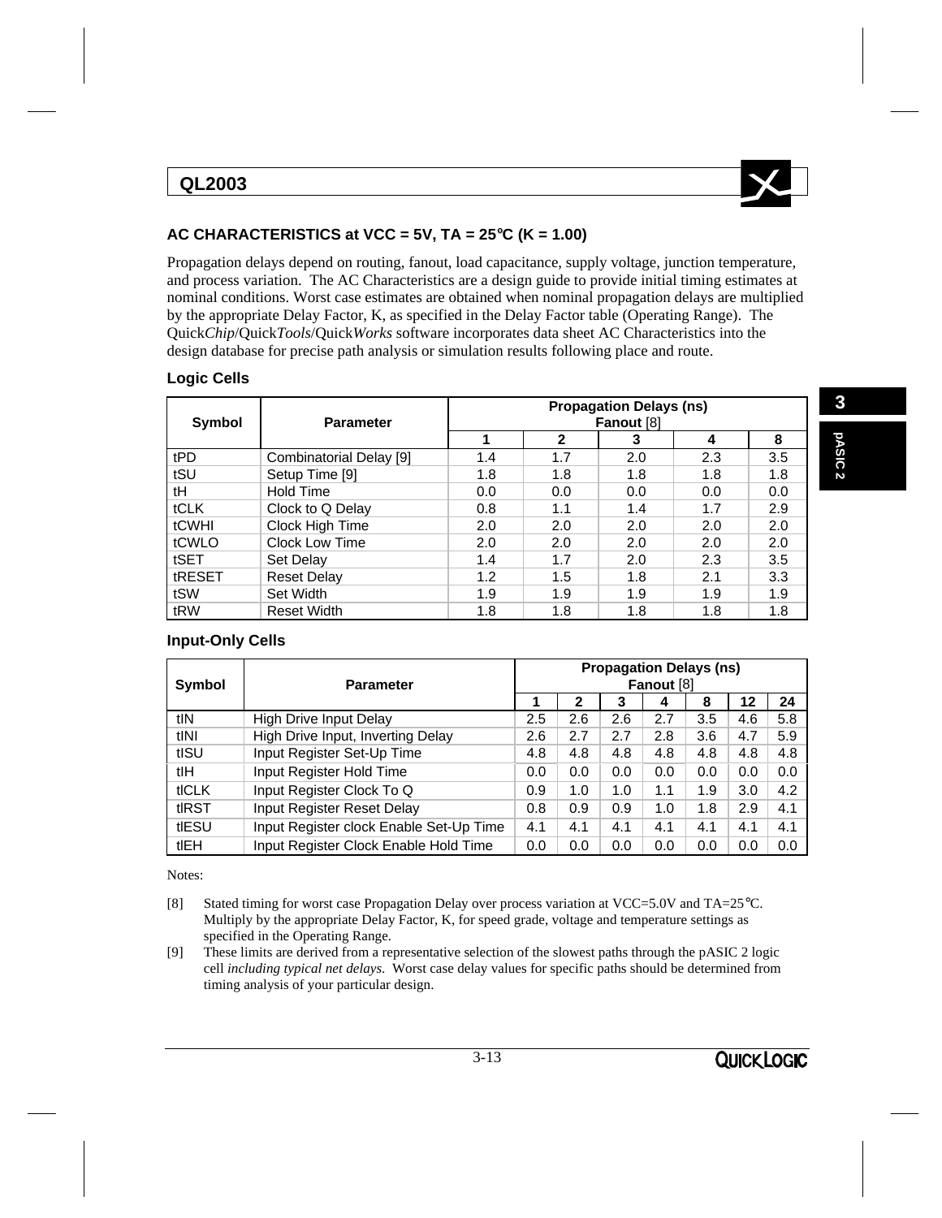## QL2003

### AC CHARACTERISTICS at VCC = 5V, TA = 25°C (K = 1.00)

Propagation delays depend on routing, fanout, load capacitance, supply voltage, junction temperature, and process variation. The AC Characteristics are a design guide to provide initial timing estimates at nominal conditions. Worst case estimates are obtained when nominal propagation delays are multiplied by the appropriate Delay Factor, K, as specified in the Delay Factor table (Operating Range). The Quick*Chip*/Quick*Tools*/Quick*Works* software incorporates data sheet AC Characteristics into the design database for precise path analysis or simulation results following place and route.

#### Logic Cells

| Symbol | Parameter | Propagation Delays (ns) Fanout [8] | | | | |
|---|---|---|---|---|---|---|
| | | 1 | 2 | 3 | 4 | 8 |
| tPD | Combinatorial Delay [9] | 1.4 | 1.7 | 2.0 | 2.3 | 3.5 |
| tSU | Setup Time [9] | 1.8 | 1.8 | 1.8 | 1.8 | 1.8 |
| tH | Hold Time | 0.0 | 0.0 | 0.0 | 0.0 | 0.0 |
| tCLK | Clock to Q Delay | 0.8 | 1.1 | 1.4 | 1.7 | 2.9 |
| tCWHI | Clock High Time | 2.0 | 2.0 | 2.0 | 2.0 | 2.0 |
| tCWLO | Clock Low Time | 2.0 | 2.0 | 2.0 | 2.0 | 2.0 |
| tSET | Set Delay | 1.4 | 1.7 | 2.0 | 2.3 | 3.5 |
| tRESET | Reset Delay | 1.2 | 1.5 | 1.8 | 2.1 | 3.3 |
| tSW | Set Width | 1.9 | 1.9 | 1.9 | 1.9 | 1.9 |
| tRW | Reset Width | 1.8 | 1.8 | 1.8 | 1.8 | 1.8 |

#### Input-Only Cells

| Symbol | Parameter | Propagation Delays (ns) Fanout [8] | | | | | | |
|---|---|---|---|---|---|---|---|---|
| | | 1 | 2 | 3 | 4 | 8 | 12 | 24 |
| tIN | High Drive Input Delay | 2.5 | 2.6 | 2.6 | 2.7 | 3.5 | 4.6 | 5.8 |
| tINI | High Drive Input, Inverting Delay | 2.6 | 2.7 | 2.7 | 2.8 | 3.6 | 4.7 | 5.9 |
| tISU | Input Register Set-Up Time | 4.8 | 4.8 | 4.8 | 4.8 | 4.8 | 4.8 | 4.8 |
| tIH | Input Register Hold Time | 0.0 | 0.0 | 0.0 | 0.0 | 0.0 | 0.0 | 0.0 |
| tICLK | Input Register Clock To Q | 0.9 | 1.0 | 1.0 | 1.1 | 1.9 | 3.0 | 4.2 |
| tIRST | Input Register Reset Delay | 0.8 | 0.9 | 0.9 | 1.0 | 1.8 | 2.9 | 4.1 |
| tIESU | Input Register clock Enable Set-Up Time | 4.1 | 4.1 | 4.1 | 4.1 | 4.1 | 4.1 | 4.1 |
| tIEH | Input Register Clock Enable Hold Time | 0.0 | 0.0 | 0.0 | 0.0 | 0.0 | 0.0 | 0.0 |

Notes:

[8] Stated timing for worst case Propagation Delay over process variation at VCC=5.0V and TA=25°C. Multiply by the appropriate Delay Factor, K, for speed grade, voltage and temperature settings as specified in the Operating Range.

[9] These limits are derived from a representative selection of the slowest paths through the pASIC 2 logic cell *including typical net delays*. Worst case delay values for specific paths should be determined from timing analysis of your particular design.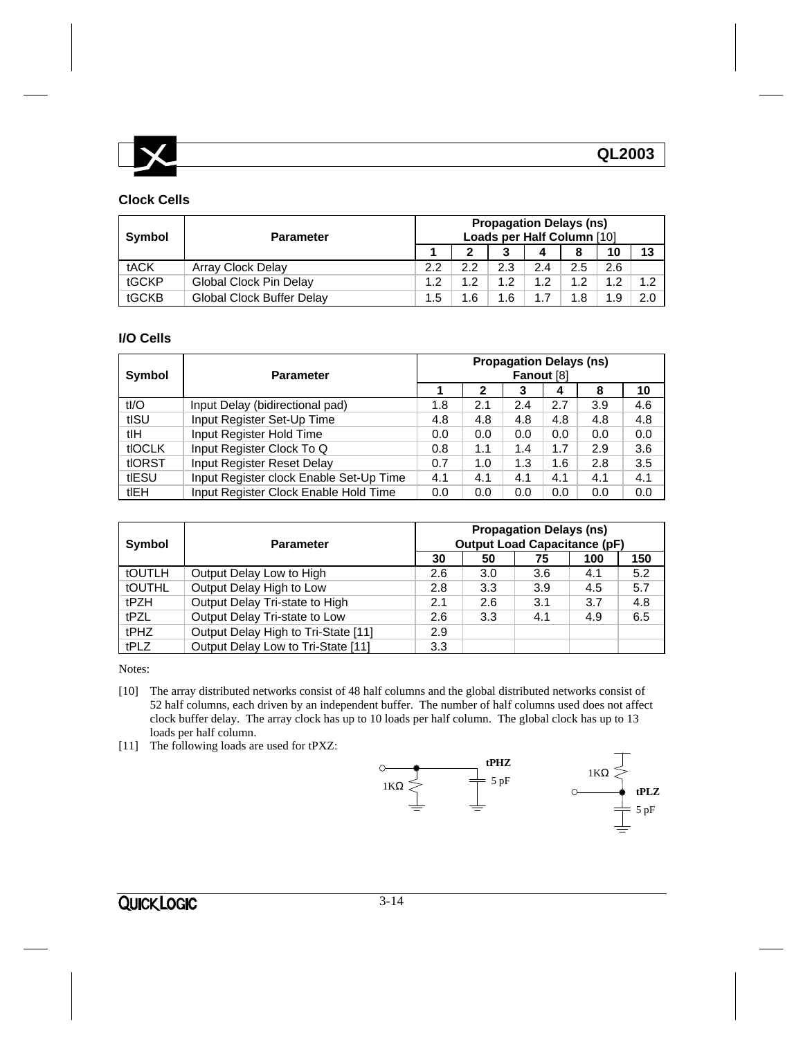## Clock Cells

| Symbol | Parameter | Propagation Delays (ns) Loads per Half Column [10] | | | | | | |
|---|---|---|---|---|---|---|---|---|
| | | 1 | 2 | 3 | 4 | 8 | 10 | 13 |
| tACK | Array Clock Delay | 2.2 | 2.2 | 2.3 | 2.4 | 2.5 | 2.6 | |
| tGCKP | Global Clock Pin Delay | 1.2 | 1.2 | 1.2 | 1.2 | 1.2 | 1.2 | 1.2 |
| tGCKB | Global Clock Buffer Delay | 1.5 | 1.6 | 1.6 | 1.7 | 1.8 | 1.9 | 2.0 |

## I/O Cells

| Symbol | Parameter | Propagation Delays (ns) Fanout [8] | | | | | |
|---|---|---|---|---|---|---|---|
| | | 1 | 2 | 3 | 4 | 8 | 10 |
| tI/O | Input Delay (bidirectional pad) | 1.8 | 2.1 | 2.4 | 2.7 | 3.9 | 4.6 |
| tISU | Input Register Set-Up Time | 4.8 | 4.8 | 4.8 | 4.8 | 4.8 | 4.8 |
| tIH | Input Register Hold Time | 0.0 | 0.0 | 0.0 | 0.0 | 0.0 | 0.0 |
| tIOCLK | Input Register Clock To Q | 0.8 | 1.1 | 1.4 | 1.7 | 2.9 | 3.6 |
| tIORST | Input Register Reset Delay | 0.7 | 1.0 | 1.3 | 1.6 | 2.8 | 3.5 |
| tIESU | Input Register clock Enable Set-Up Time | 4.1 | 4.1 | 4.1 | 4.1 | 4.1 | 4.1 |
| tIEH | Input Register Clock Enable Hold Time | 0.0 | 0.0 | 0.0 | 0.0 | 0.0 | 0.0 |

| Symbol | Parameter | Propagation Delays (ns) Output Load Capacitance (pF) | | | | |
|---|---|---|---|---|---|---|
| | | 30 | 50 | 75 | 100 | 150 |
| tOUTLH | Output Delay Low to High | 2.6 | 3.0 | 3.6 | 4.1 | 5.2 |
| tOUTHL | Output Delay High to Low | 2.8 | 3.3 | 3.9 | 4.5 | 5.7 |
| tPZH | Output Delay Tri-state to High | 2.1 | 2.6 | 3.1 | 3.7 | 4.8 |
| tPZL | Output Delay Tri-state to Low | 2.6 | 3.3 | 4.1 | 4.9 | 6.5 |
| tPHZ | Output Delay High to Tri-State [11] | 2.9 | | | | |
| tPLZ | Output Delay Low to Tri-State [11] | 3.3 | | | | |

Notes:

[10] The array distributed networks consist of 48 half columns and the global distributed networks consist of 52 half columns, each driven by an independent buffer. The number of half columns used does not affect clock buffer delay. The array clock has up to 10 loads per half column. The global clock has up to 13 loads per half column.

[11] The following loads are used for tPXZ:

tPHZ
1KΩ
5 pF

tPLZ
1KΩ
5 pF